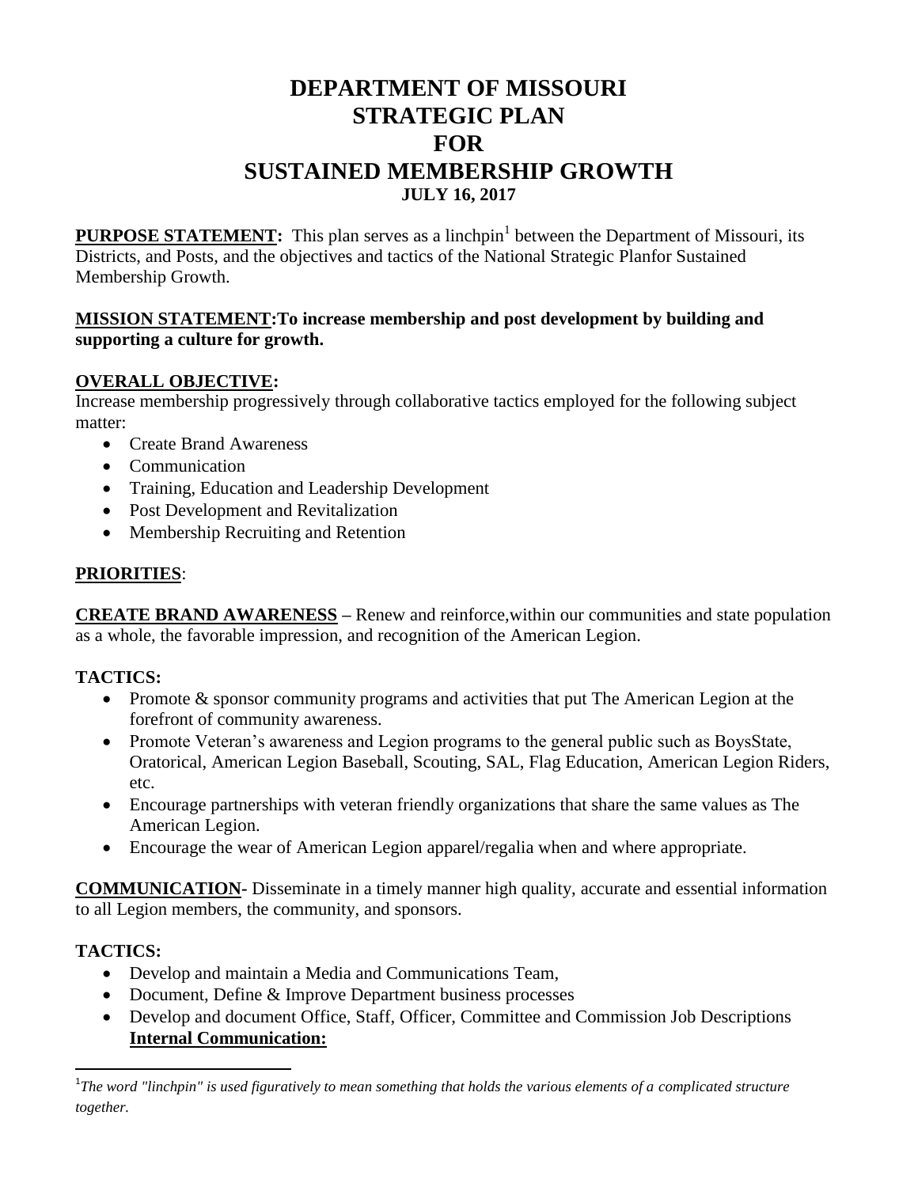# DEPARTMENT OF MISSOURI
# STRATEGIC PLAN
# FOR
# SUSTAINED MEMBERSHIP GROWTH
### JULY 16, 2017

**PURPOSE STATEMENT:** This plan serves as a linchpin[1] between the Department of Missouri, its Districts, and Posts, and the objectives and tactics of the National Strategic Planfor Sustained Membership Growth.

**MISSION STATEMENT:To increase membership and post development by building and supporting a culture for growth.**

**OVERALL OBJECTIVE:**

Increase membership progressively through collaborative tactics employed for the following subject matter:

- Create Brand Awareness
- Communication
- Training, Education and Leadership Development
- Post Development and Revitalization
- Membership Recruiting and Retention

**PRIORITIES**:

**CREATE BRAND AWARENESS –** Renew and reinforce,within our communities and state population as a whole, the favorable impression, and recognition of the American Legion.

**TACTICS:**

- Promote & sponsor community programs and activities that put The American Legion at the forefront of community awareness.
- Promote Veteran's awareness and Legion programs to the general public such as BoysState, Oratorical, American Legion Baseball, Scouting, SAL, Flag Education, American Legion Riders, etc.
- Encourage partnerships with veteran friendly organizations that share the same values as The American Legion.
- Encourage the wear of American Legion apparel/regalia when and where appropriate.

**COMMUNICATION-** Disseminate in a timely manner high quality, accurate and essential information to all Legion members, the community, and sponsors.

**TACTICS:**

- Develop and maintain a Media and Communications Team,
- Document, Define & Improve Department business processes
- Develop and document Office, Staff, Officer, Committee and Commission Job Descriptions
  **Internal Communication:**

[1] *The word "linchpin" is used figuratively to mean something that holds the various elements of a complicated structure together.*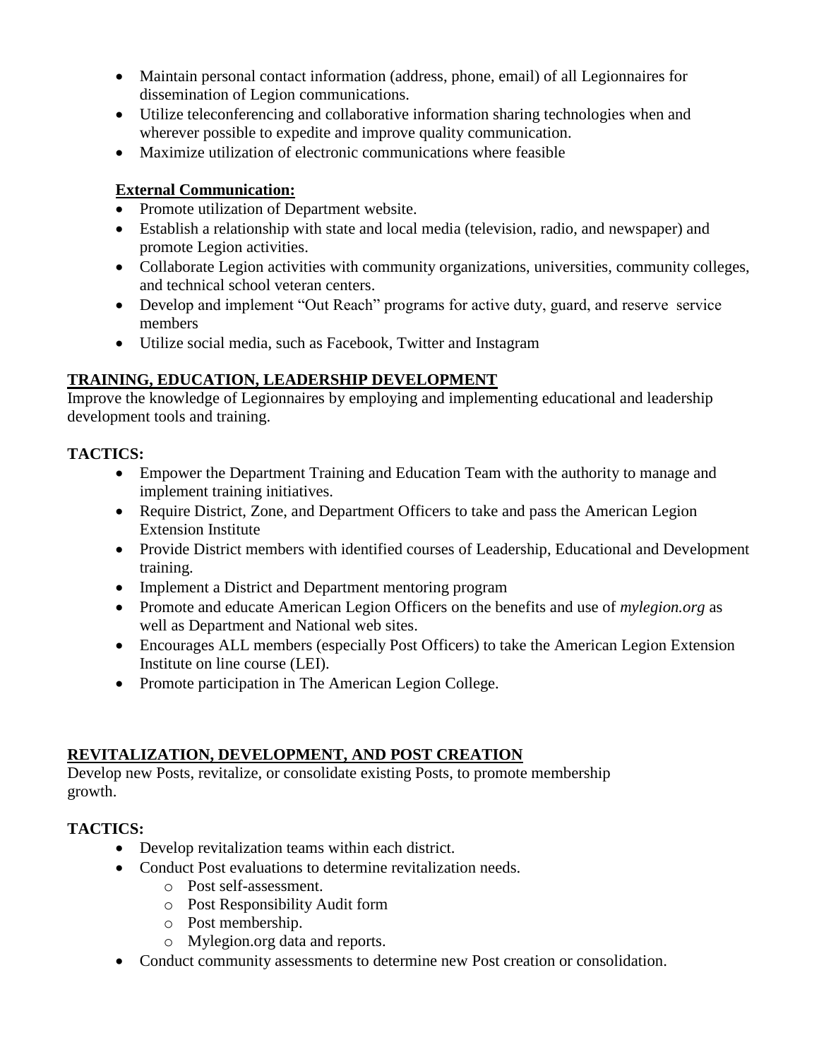- Maintain personal contact information (address, phone, email) of all Legionnaires for dissemination of Legion communications.
- Utilize teleconferencing and collaborative information sharing technologies when and wherever possible to expedite and improve quality communication.
- Maximize utilization of electronic communications where feasible

**External Communication:**

- Promote utilization of Department website.
- Establish a relationship with state and local media (television, radio, and newspaper) and promote Legion activities.
- Collaborate Legion activities with community organizations, universities, community colleges, and technical school veteran centers.
- Develop and implement "Out Reach" programs for active duty, guard, and reserve service members
- Utilize social media, such as Facebook, Twitter and Instagram

## TRAINING, EDUCATION, LEADERSHIP DEVELOPMENT

Improve the knowledge of Legionnaires by employing and implementing educational and leadership development tools and training.

**TACTICS:**

- Empower the Department Training and Education Team with the authority to manage and implement training initiatives.
- Require District, Zone, and Department Officers to take and pass the American Legion Extension Institute
- Provide District members with identified courses of Leadership, Educational and Development training.
- Implement a District and Department mentoring program
- Promote and educate American Legion Officers on the benefits and use of *mylegion.org* as well as Department and National web sites.
- Encourages ALL members (especially Post Officers) to take the American Legion Extension Institute on line course (LEI).
- Promote participation in The American Legion College.

## REVITALIZATION, DEVELOPMENT, AND POST CREATION

Develop new Posts, revitalize, or consolidate existing Posts, to promote membership growth.

**TACTICS:**

- Develop revitalization teams within each district.
- Conduct Post evaluations to determine revitalization needs.
  - Post self-assessment.
  - Post Responsibility Audit form
  - Post membership.
  - Mylegion.org data and reports.
- Conduct community assessments to determine new Post creation or consolidation.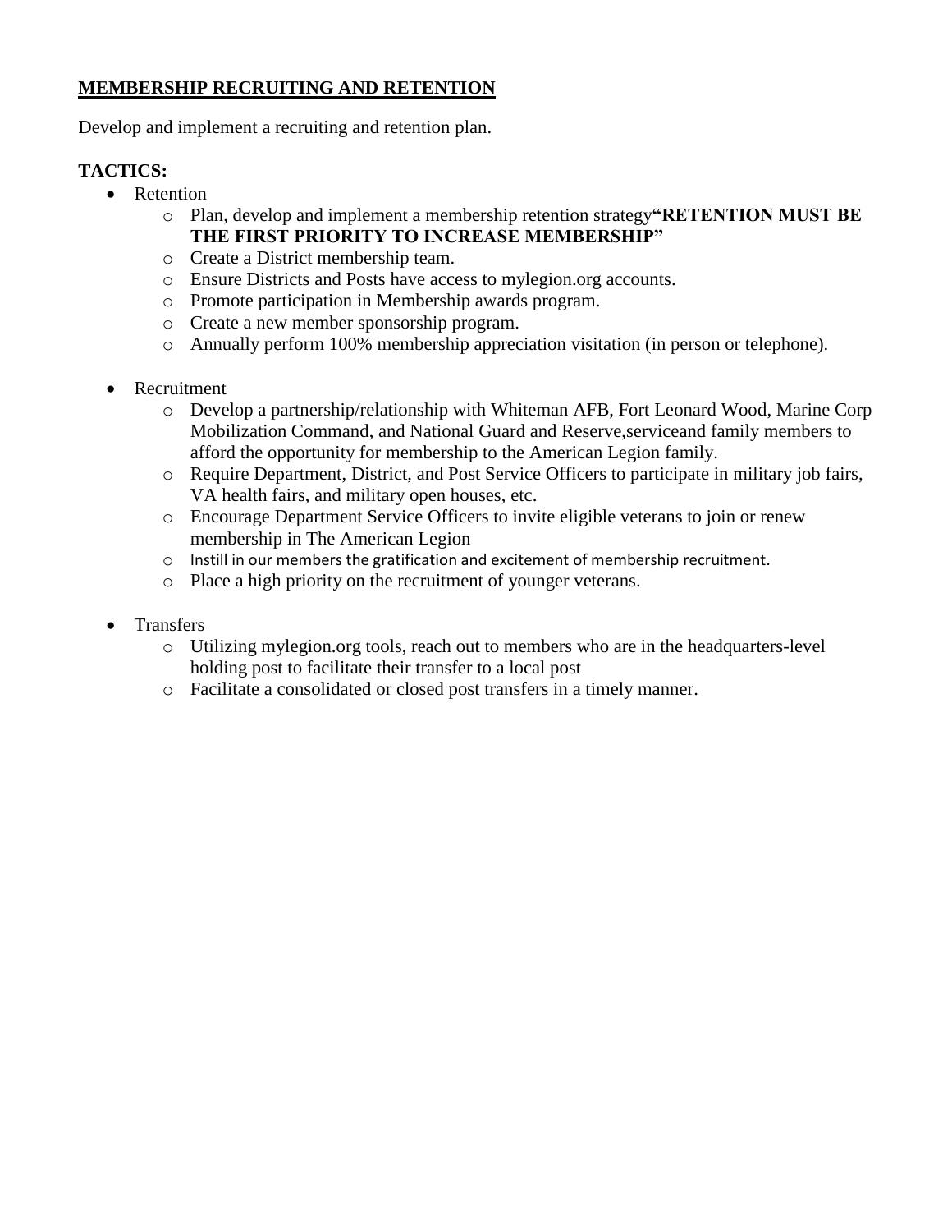**<u>MEMBERSHIP RECRUITING AND RETENTION</u>**

Develop and implement a recruiting and retention plan.

**TACTICS:**

- Retention
  - Plan, develop and implement a membership retention strategy**"RETENTION MUST BE THE FIRST PRIORITY TO INCREASE MEMBERSHIP"**
  - Create a District membership team.
  - Ensure Districts and Posts have access to mylegion.org accounts.
  - Promote participation in Membership awards program.
  - Create a new member sponsorship program.
  - Annually perform 100% membership appreciation visitation (in person or telephone).

- Recruitment
  - Develop a partnership/relationship with Whiteman AFB, Fort Leonard Wood, Marine Corp Mobilization Command, and National Guard and Reserve,serviceand family members to afford the opportunity for membership to the American Legion family.
  - Require Department, District, and Post Service Officers to participate in military job fairs, VA health fairs, and military open houses, etc.
  - Encourage Department Service Officers to invite eligible veterans to join or renew membership in The American Legion
  - Instill in our members the gratification and excitement of membership recruitment.
  - Place a high priority on the recruitment of younger veterans.

- Transfers
  - Utilizing mylegion.org tools, reach out to members who are in the headquarters-level holding post to facilitate their transfer to a local post
  - Facilitate a consolidated or closed post transfers in a timely manner.